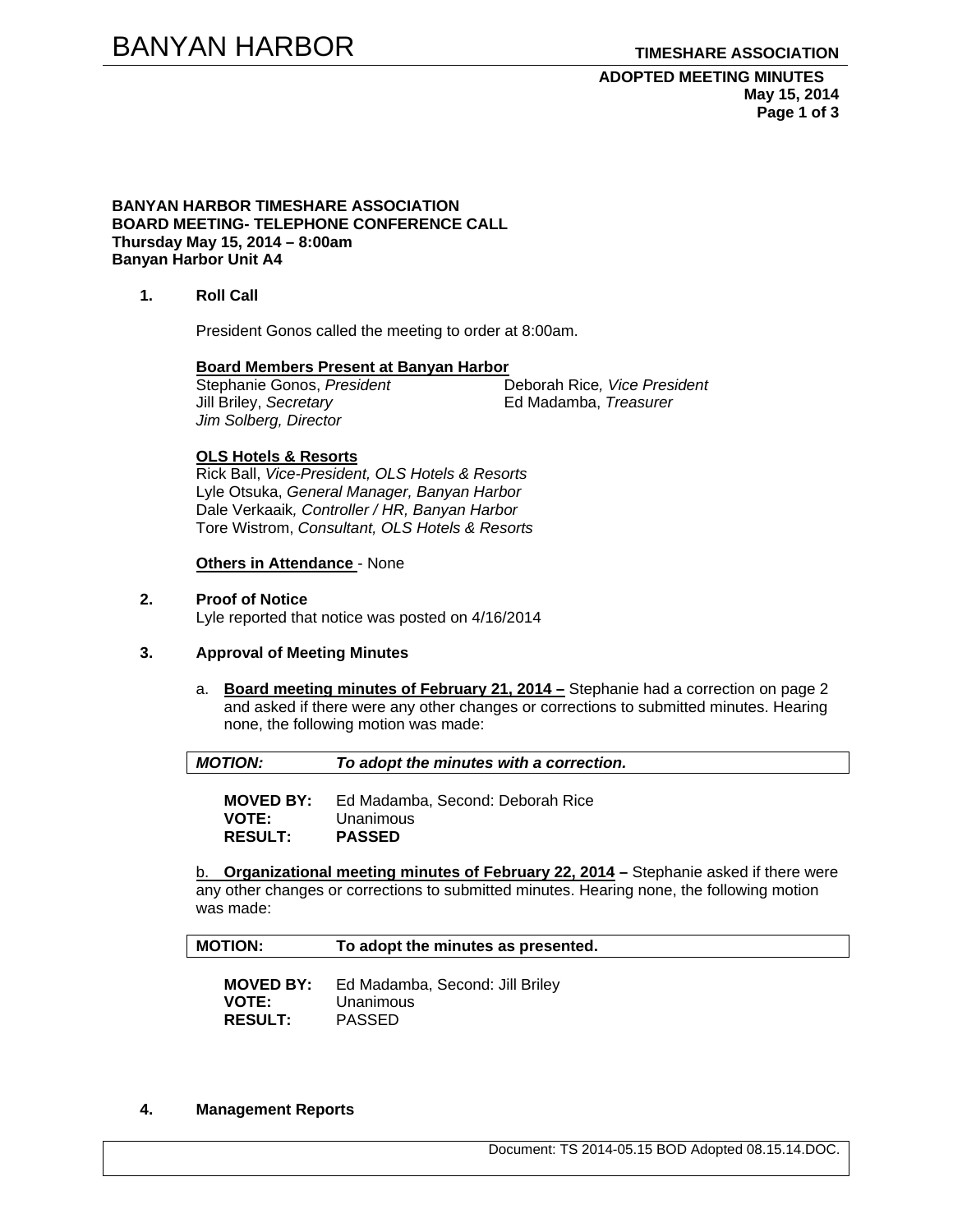**BANYAN HARBOR TIMESHARE ASSOCIATION**
**BOARD MEETING- TELEPHONE CONFERENCE CALL**
**Thursday May 15, 2014 – 8:00am**
**Banyan Harbor Unit A4**

1. **Roll Call**

   President Gonos called the meeting to order at 8:00am.

   **Board Members Present at Banyan Harbor**
   Stephanie Gonos, *President*
   Deborah Rice, *Vice President*
   Jill Briley, *Secretary*
   Ed Madamba, *Treasurer*
   *Jim Solberg, Director*

   **OLS Hotels & Resorts**
   Rick Ball, *Vice-President, OLS Hotels & Resorts*
   Lyle Otsuka, *General Manager, Banyan Harbor*
   Dale Verkaaik*, Controller / HR, Banyan Harbor*
   Tore Wistrom, *Consultant, OLS Hotels & Resorts*

   **Others in Attendance** - None

2. **Proof of Notice**
   Lyle reported that notice was posted on 4/16/2014

3. **Approval of Meeting Minutes**

   a. **Board meeting minutes of February 21, 2014 –** Stephanie had a correction on page 2 and asked if there were any other changes or corrections to submitted minutes. Hearing none, the following motion was made:

   | ***MOTION:*** | ***To adopt the minutes with a correction.*** |
   |---|---|

   **MOVED BY:** Ed Madamba, Second: Deborah Rice
   **VOTE:** Unanimous
   **RESULT:** **PASSED**

   b. **Organizational meeting minutes of February 22, 2014 –** Stephanie asked if there were any other changes or corrections to submitted minutes. Hearing none, the following motion was made:

   | **MOTION:** | **To adopt the minutes as presented.** |
   |---|---|

   **MOVED BY:** Ed Madamba, Second: Jill Briley
   **VOTE:** Unanimous
   **RESULT:** PASSED

4. **Management Reports**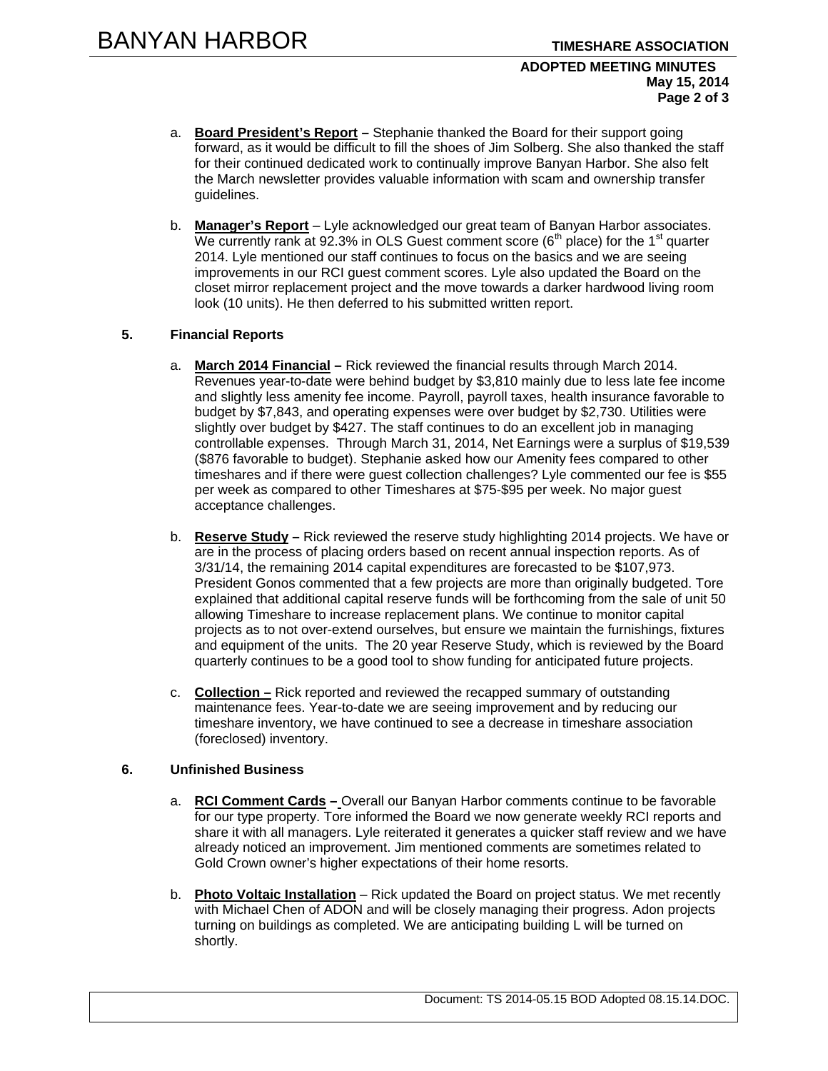a. **Board President's Report –** Stephanie thanked the Board for their support going forward, as it would be difficult to fill the shoes of Jim Solberg. She also thanked the staff for their continued dedicated work to continually improve Banyan Harbor. She also felt the March newsletter provides valuable information with scam and ownership transfer guidelines.

b. **Manager's Report** – Lyle acknowledged our great team of Banyan Harbor associates. We currently rank at 92.3% in OLS Guest comment score (6th place) for the 1st quarter 2014. Lyle mentioned our staff continues to focus on the basics and we are seeing improvements in our RCI guest comment scores. Lyle also updated the Board on the closet mirror replacement project and the move towards a darker hardwood living room look (10 units). He then deferred to his submitted written report.

**5. Financial Reports**

a. **March 2014 Financial –** Rick reviewed the financial results through March 2014. Revenues year-to-date were behind budget by $3,810 mainly due to less late fee income and slightly less amenity fee income. Payroll, payroll taxes, health insurance favorable to budget by $7,843, and operating expenses were over budget by $2,730. Utilities were slightly over budget by $427. The staff continues to do an excellent job in managing controllable expenses. Through March 31, 2014, Net Earnings were a surplus of $19,539 ($876 favorable to budget). Stephanie asked how our Amenity fees compared to other timeshares and if there were guest collection challenges? Lyle commented our fee is $55 per week as compared to other Timeshares at $75-$95 per week. No major guest acceptance challenges.

b. **Reserve Study –** Rick reviewed the reserve study highlighting 2014 projects. We have or are in the process of placing orders based on recent annual inspection reports. As of 3/31/14, the remaining 2014 capital expenditures are forecasted to be $107,973. President Gonos commented that a few projects are more than originally budgeted. Tore explained that additional capital reserve funds will be forthcoming from the sale of unit 50 allowing Timeshare to increase replacement plans. We continue to monitor capital projects as to not over-extend ourselves, but ensure we maintain the furnishings, fixtures and equipment of the units. The 20 year Reserve Study, which is reviewed by the Board quarterly continues to be a good tool to show funding for anticipated future projects.

c. **Collection –** Rick reported and reviewed the recapped summary of outstanding maintenance fees. Year-to-date we are seeing improvement and by reducing our timeshare inventory, we have continued to see a decrease in timeshare association (foreclosed) inventory.

**6. Unfinished Business**

a. **RCI Comment Cards –** Overall our Banyan Harbor comments continue to be favorable for our type property. Tore informed the Board we now generate weekly RCI reports and share it with all managers. Lyle reiterated it generates a quicker staff review and we have already noticed an improvement. Jim mentioned comments are sometimes related to Gold Crown owner's higher expectations of their home resorts.

b. **Photo Voltaic Installation** – Rick updated the Board on project status. We met recently with Michael Chen of ADON and will be closely managing their progress. Adon projects turning on buildings as completed. We are anticipating building L will be turned on shortly.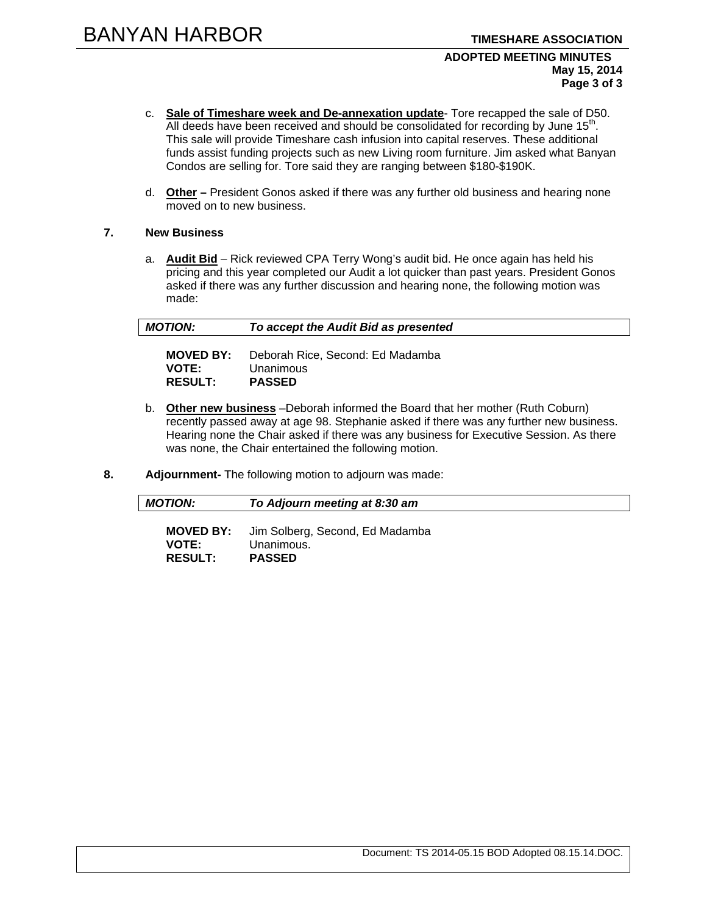c. **Sale of Timeshare week and De-annexation update**- Tore recapped the sale of D50. All deeds have been received and should be consolidated for recording by June 15th. This sale will provide Timeshare cash infusion into capital reserves. These additional funds assist funding projects such as new Living room furniture. Jim asked what Banyan Condos are selling for. Tore said they are ranging between $180-$190K.

d. **Other –** President Gonos asked if there was any further old business and hearing none moved on to new business.

**7. New Business**

a. **Audit Bid** – Rick reviewed CPA Terry Wong's audit bid. He once again has held his pricing and this year completed our Audit a lot quicker than past years. President Gonos asked if there was any further discussion and hearing none, the following motion was made:

| ***MOTION:*** | ***To accept the Audit Bid as presented*** |
|---|---|

**MOVED BY:** Deborah Rice, Second: Ed Madamba
**VOTE:** Unanimous
**RESULT:** **PASSED**

b. **Other new business** –Deborah informed the Board that her mother (Ruth Coburn) recently passed away at age 98. Stephanie asked if there was any further new business. Hearing none the Chair asked if there was any business for Executive Session. As there was none, the Chair entertained the following motion.

**8. Adjournment-** The following motion to adjourn was made:

| ***MOTION:*** | ***To Adjourn meeting at 8:30 am*** |
|---|---|

**MOVED BY:** Jim Solberg, Second, Ed Madamba
**VOTE:** Unanimous.
**RESULT:** **PASSED**